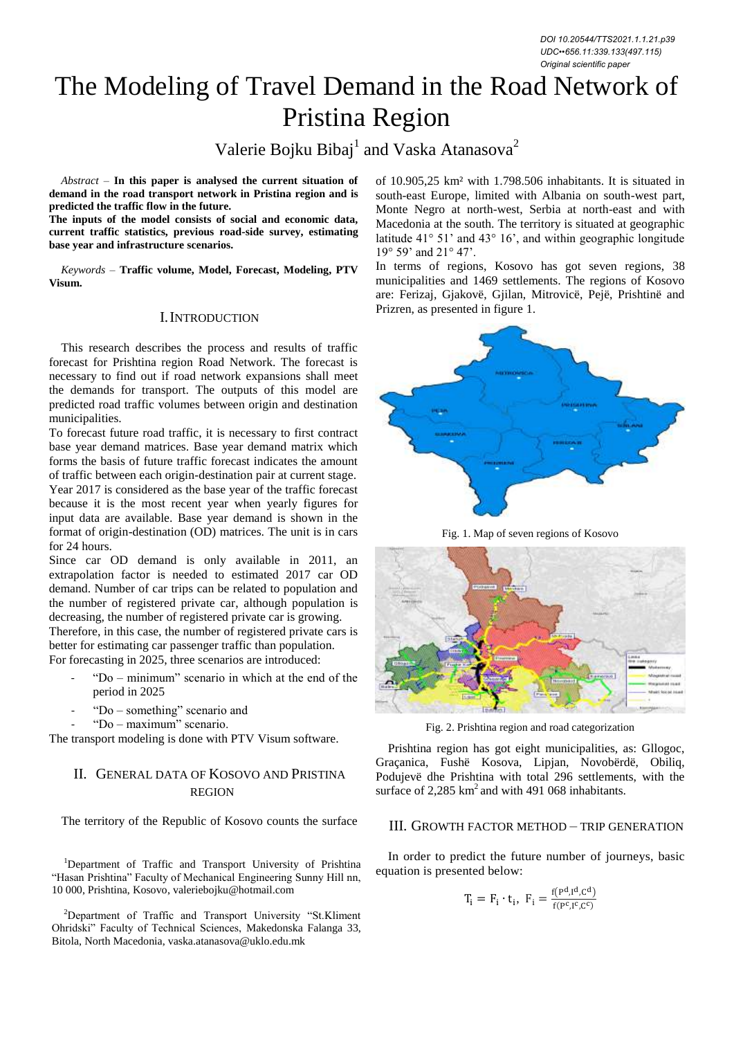DOI 10.20544/TTS2021.1.1.21.p39
UDC••656.11:339.133(497.115)
Original scientific paper

# The Modeling of Travel Demand in the Road Network of Pristina Region

Valerie Bojku Bibaj[1] and Vaska Atanasova[2]

*Abstract* – **In this paper is analysed the current situation of demand in the road transport network in Pristina region and is predicted the traffic flow in the future.**
**The inputs of the model consists of social and economic data, current traffic statistics, previous road-side survey, estimating base year and infrastructure scenarios.**

*Keywords* – **Traffic volume, Model, Forecast, Modeling, PTV Visum.**

## I. Introduction

This research describes the process and results of traffic forecast for Prishtina region Road Network. The forecast is necessary to find out if road network expansions shall meet the demands for transport. The outputs of this model are predicted road traffic volumes between origin and destination municipalities.

To forecast future road traffic, it is necessary to first contract base year demand matrices. Base year demand matrix which forms the basis of future traffic forecast indicates the amount of traffic between each origin-destination pair at current stage. Year 2017 is considered as the base year of the traffic forecast because it is the most recent year when yearly figures for input data are available. Base year demand is shown in the format of origin-destination (OD) matrices. The unit is in cars for 24 hours.

Since car OD demand is only available in 2011, an extrapolation factor is needed to estimated 2017 car OD demand. Number of car trips can be related to population and the number of registered private car, although population is decreasing, the number of registered private car is growing.

Therefore, in this case, the number of registered private cars is better for estimating car passenger traffic than population.

For forecasting in 2025, three scenarios are introduced:

- "Do – minimum" scenario in which at the end of the period in 2025
- "Do – something" scenario and
- "Do – maximum" scenario.

The transport modeling is done with PTV Visum software.

## II. General Data of Kosovo and Pristina Region

The territory of the Republic of Kosovo counts the surface of 10.905,25 km² with 1.798.506 inhabitants. It is situated in south-east Europe, limited with Albania on south-west part, Monte Negro at north-west, Serbia at north-east and with Macedonia at the south. The territory is situated at geographic latitude 41° 51' and 43° 16', and within geographic longitude 19° 59' and 21° 47'.

In terms of regions, Kosovo has got seven regions, 38 municipalities and 1469 settlements. The regions of Kosovo are: Ferizaj, Gjakovë, Gjilan, Mitrovicë, Pejë, Prishtinë and Prizren, as presented in figure 1.

Fig. 1. Map of seven regions of Kosovo

Fig. 2. Prishtina region and road categorization

Prishtina region has got eight municipalities, as: Gllogoc, Graçanica, Fushë Kosova, Lipjan, Novobërdë, Obiliq, Podujevë dhe Prishtina with total 296 settlements, with the surface of 2,285 km² and with 491 068 inhabitants.

## III. Growth Factor Method – Trip Generation

In order to predict the future number of journeys, basic equation is presented below:

$$T_i = F_i \cdot t_i, \ F_i = \frac{f(P^d, I^d, C^d)}{f(P^c, I^c, C^c)}$$

[1]Department of Traffic and Transport University of Prishtina "Hasan Prishtina" Faculty of Mechanical Engineering Sunny Hill nn, 10 000, Prishtina, Kosovo, valeriebojku@hotmail.com

[2]Department of Traffic and Transport University "St.Kliment Ohridski" Faculty of Technical Sciences, Makedonska Falanga 33, Bitola, North Macedonia, vaska.atanasova@uklo.edu.mk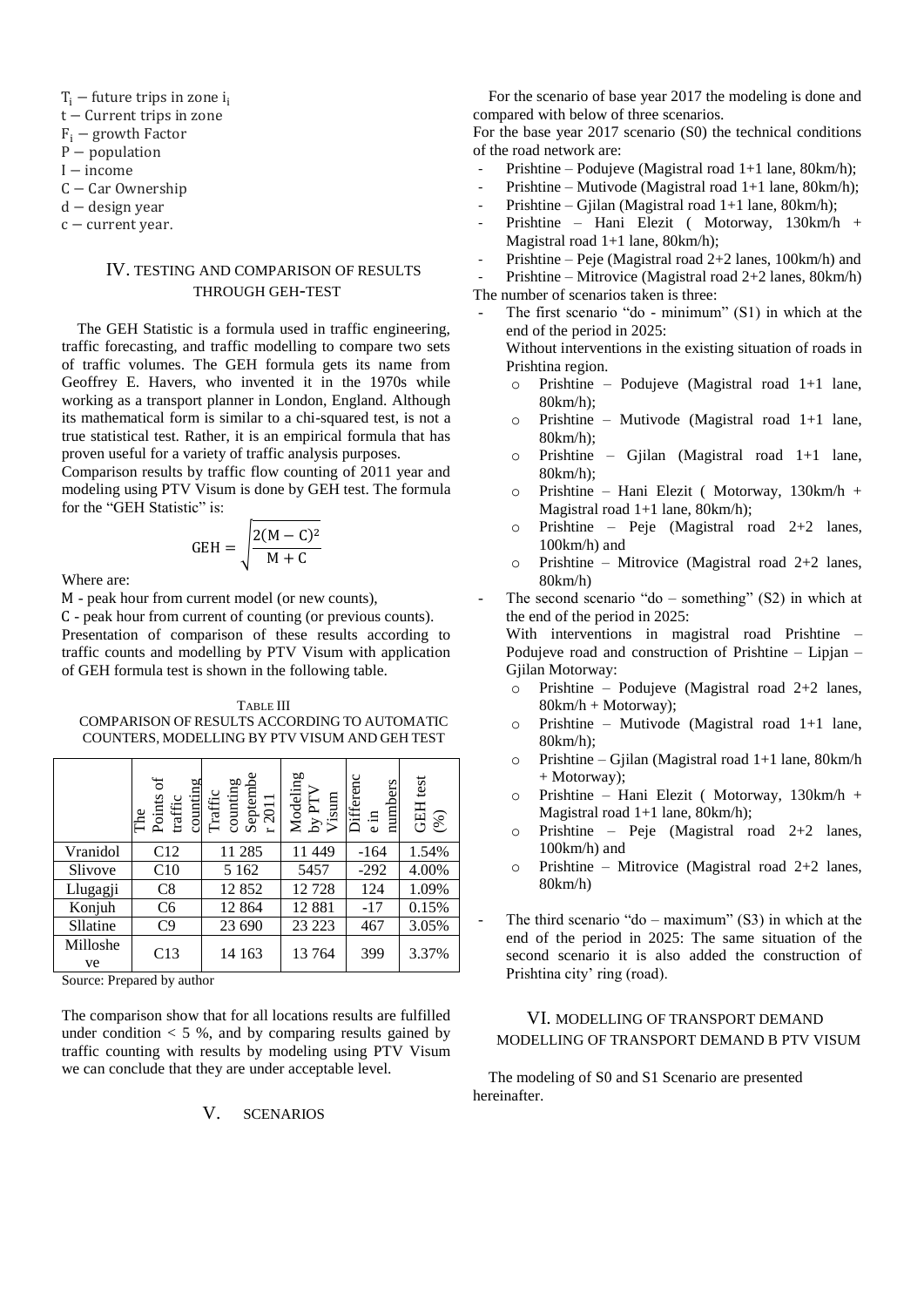$T_i$ − future trips in zone $i_i$
$t$ − Current trips in zone
$F_i$ − growth Factor
$P$ − population
$I$ − income
$C$ − Car Ownership
$d$ − design year
$c$ − current year.

## IV. TESTING AND COMPARISON OF RESULTS THROUGH GEH-TEST

The GEH Statistic is a formula used in traffic engineering, traffic forecasting, and traffic modelling to compare two sets of traffic volumes. The GEH formula gets its name from Geoffrey E. Havers, who invented it in the 1970s while working as a transport planner in London, England. Although its mathematical form is similar to a chi-squared test, is not a true statistical test. Rather, it is an empirical formula that has proven useful for a variety of traffic analysis purposes.

Comparison results by traffic flow counting of 2011 year and modeling using PTV Visum is done by GEH test. The formula for the "GEH Statistic" is:

$$\mathrm{GEH} = \sqrt{\frac{2(M - C)^2}{M + C}}$$

Where are:

M - peak hour from current model (or new counts),

C - peak hour from current of counting (or previous counts).

Presentation of comparison of these results according to traffic counts and modelling by PTV Visum with application of GEH formula test is shown in the following table.

TABLE III
COMPARISON OF RESULTS ACCORDING TO AUTOMATIC COUNTERS, MODELLING BY PTV VISUM AND GEH TEST

| | The Points of traffic counting | Traffic counting Septembe r 2011 | Modeling by PTV Visum | Differenc e in numbers | GEH test (%) |
|---|---|---|---|---|---|
| Vranidol | C12 | 11 285 | 11 449 | -164 | 1.54% |
| Slivove | C10 | 5 162 | 5457 | -292 | 4.00% |
| Llugagji | C8 | 12 852 | 12 728 | 124 | 1.09% |
| Konjuh | C6 | 12 864 | 12 881 | -17 | 0.15% |
| Sllatine | C9 | 23 690 | 23 223 | 467 | 3.05% |
| Milloshe ve | C13 | 14 163 | 13 764 | 399 | 3.37% |

Source: Prepared by author

The comparison show that for all locations results are fulfilled under condition < 5 %, and by comparing results gained by traffic counting with results by modeling using PTV Visum we can conclude that they are under acceptable level.

## V. SCENARIOS

For the scenario of base year 2017 the modeling is done and compared with below of three scenarios.

For the base year 2017 scenario (S0) the technical conditions of the road network are:

- Prishtine – Podujeve (Magistral road 1+1 lane, 80km/h);
- Prishtine – Mutivode (Magistral road 1+1 lane, 80km/h);
- Prishtine – Gjilan (Magistral road 1+1 lane, 80km/h);
- Prishtine – Hani Elezit ( Motorway, 130km/h + Magistral road 1+1 lane, 80km/h);
- Prishtine – Peje (Magistral road 2+2 lanes, 100km/h) and
- Prishtine – Mitrovice (Magistral road 2+2 lanes, 80km/h)

The number of scenarios taken is three:

- The first scenario "do - minimum" (S1) in which at the end of the period in 2025:
  Without interventions in the existing situation of roads in Prishtina region.
  - Prishtine – Podujeve (Magistral road 1+1 lane, 80km/h);
  - Prishtine – Mutivode (Magistral road 1+1 lane, 80km/h);
  - Prishtine – Gjilan (Magistral road 1+1 lane, 80km/h);
  - Prishtine – Hani Elezit ( Motorway, 130km/h + Magistral road 1+1 lane, 80km/h);
  - Prishtine – Peje (Magistral road 2+2 lanes, 100km/h) and
  - Prishtine – Mitrovice (Magistral road 2+2 lanes, 80km/h)
- The second scenario "do – something" (S2) in which at the end of the period in 2025:
  With interventions in magistral road Prishtine – Podujeve road and construction of Prishtine – Lipjan – Gjilan Motorway:
  - Prishtine – Podujeve (Magistral road 2+2 lanes, 80km/h + Motorway);
  - Prishtine – Mutivode (Magistral road 1+1 lane, 80km/h);
  - Prishtine – Gjilan (Magistral road 1+1 lane, 80km/h + Motorway);
  - Prishtine – Hani Elezit ( Motorway, 130km/h + Magistral road 1+1 lane, 80km/h);
  - Prishtine – Peje (Magistral road 2+2 lanes, 100km/h) and
  - Prishtine – Mitrovice (Magistral road 2+2 lanes, 80km/h)
- The third scenario "do – maximum" (S3) in which at the end of the period in 2025: The same situation of the second scenario it is also added the construction of Prishtina city' ring (road).

## VI. MODELLING OF TRANSPORT DEMAND MODELLING OF TRANSPORT DEMAND B PTV VISUM

The modeling of S0 and S1 Scenario are presented hereinafter.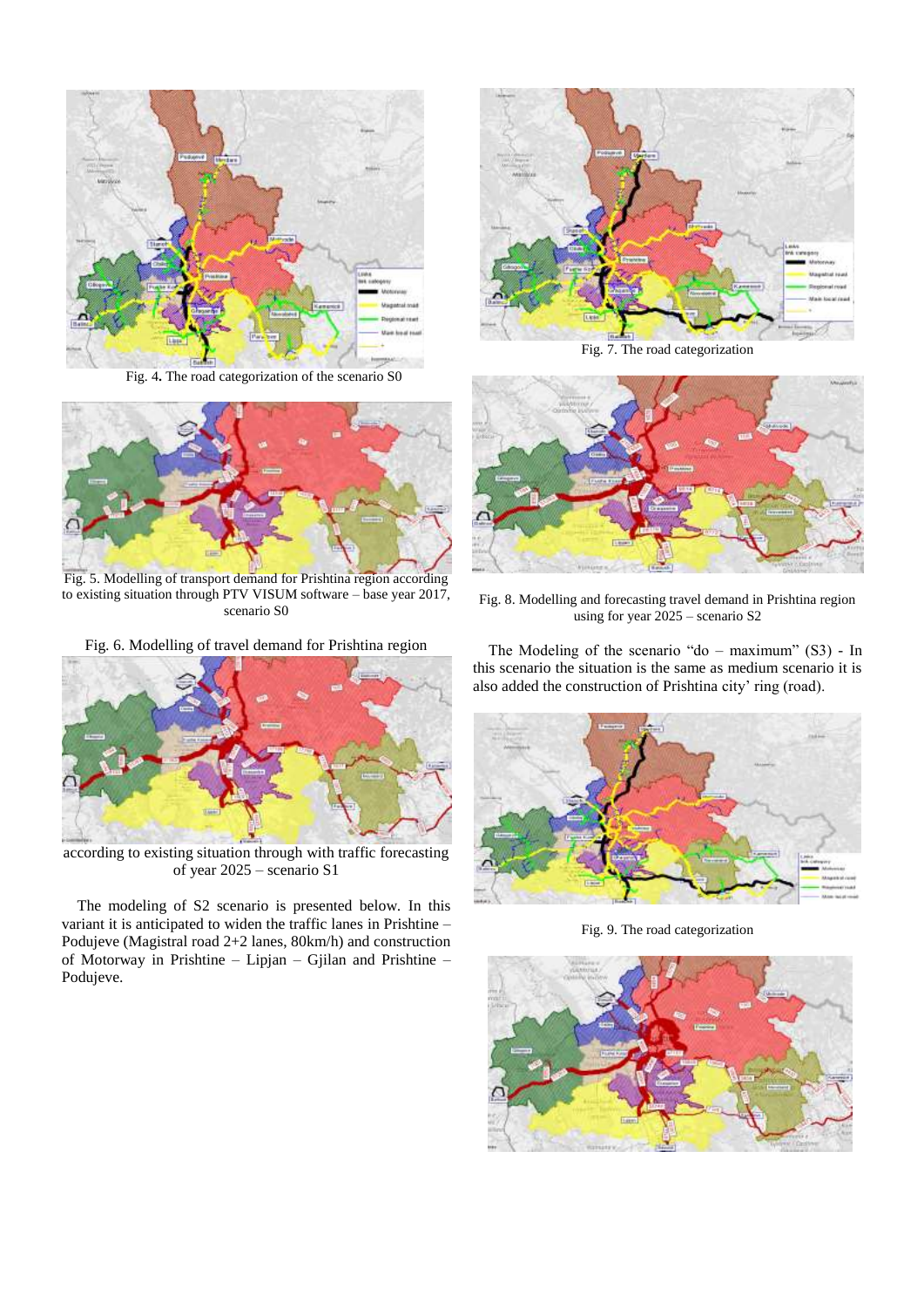Fig. 4. The road categorization of the scenario S0

Fig. 5. Modelling of transport demand for Prishtina region according to existing situation through PTV VISUM software – base year 2017, scenario S0

Fig. 6. Modelling of travel demand for Prishtina region according to existing situation through with traffic forecasting of year 2025 – scenario S1

The modeling of S2 scenario is presented below. In this variant it is anticipated to widen the traffic lanes in Prishtine – Podujeve (Magistral road 2+2 lanes, 80km/h) and construction of Motorway in Prishtine – Lipjan – Gjilan and Prishtine – Podujeve.

Fig. 7. The road categorization

Fig. 8. Modelling and forecasting travel demand in Prishtina region using for year 2025 – scenario S2

The Modeling of the scenario "do – maximum" (S3) - In this scenario the situation is the same as medium scenario it is also added the construction of Prishtina city' ring (road).

Fig. 9. The road categorization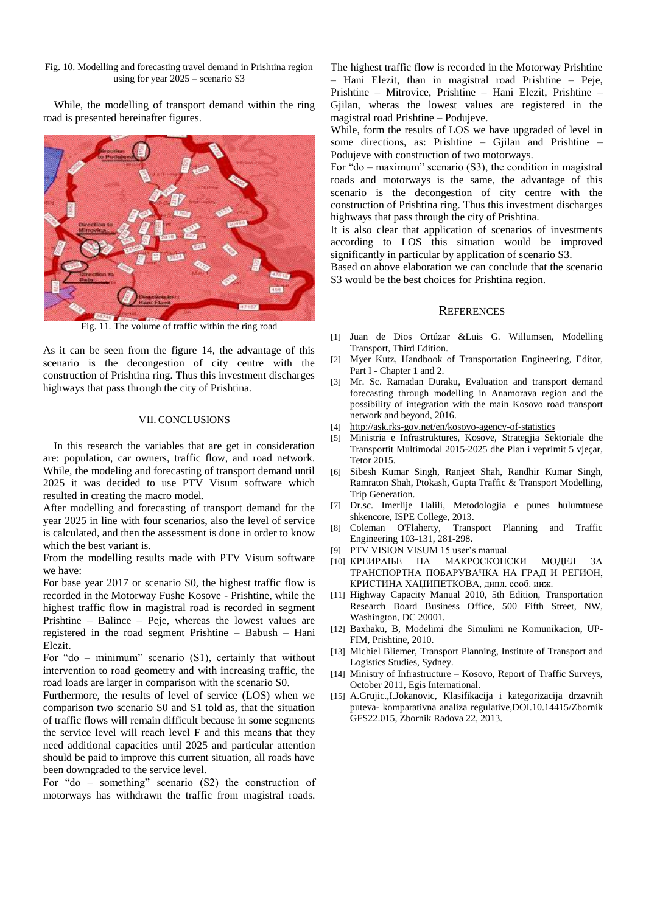Fig. 10. Modelling and forecasting travel demand in Prishtina region using for year 2025 – scenario S3

While, the modelling of transport demand within the ring road is presented hereinafter figures.

Fig. 11. The volume of traffic within the ring road

As it can be seen from the figure 14, the advantage of this scenario is the decongestion of city centre with the construction of Prishtina ring. Thus this investment discharges highways that pass through the city of Prishtina.

## VII. CONCLUSIONS

In this research the variables that are get in consideration are: population, car owners, traffic flow, and road network. While, the modeling and forecasting of transport demand until 2025 it was decided to use PTV Visum software which resulted in creating the macro model.

After modelling and forecasting of transport demand for the year 2025 in line with four scenarios, also the level of service is calculated, and then the assessment is done in order to know which the best variant is.

From the modelling results made with PTV Visum software we have:

For base year 2017 or scenario S0, the highest traffic flow is recorded in the Motorway Fushe Kosove - Prishtine, while the highest traffic flow in magistral road is recorded in segment Prishtine – Balince – Peje, whereas the lowest values are registered in the road segment Prishtine – Babush – Hani Elezit.

For "do – minimum" scenario (S1), certainly that without intervention to road geometry and with increasing traffic, the road loads are larger in comparison with the scenario S0.

Furthermore, the results of level of service (LOS) when we comparison two scenario S0 and S1 told as, that the situation of traffic flows will remain difficult because in some segments the service level will reach level F and this means that they need additional capacities until 2025 and particular attention should be paid to improve this current situation, all roads have been downgraded to the service level.

For "do – something" scenario (S2) the construction of motorways has withdrawn the traffic from magistral roads. The highest traffic flow is recorded in the Motorway Prishtine – Hani Elezit, than in magistral road Prishtine – Peje, Prishtine – Mitrovice, Prishtine – Hani Elezit, Prishtine – Gjilan, wheras the lowest values are registered in the magistral road Prishtine – Podujeve.

While, form the results of LOS we have upgraded of level in some directions, as: Prishtine – Gjilan and Prishtine – Podujeve with construction of two motorways.

For "do – maximum" scenario (S3), the condition in magistral roads and motorways is the same, the advantage of this scenario is the decongestion of city centre with the construction of Prishtina ring. Thus this investment discharges highways that pass through the city of Prishtina.

It is also clear that application of scenarios of investments according to LOS this situation would be improved significantly in particular by application of scenario S3.

Based on above elaboration we can conclude that the scenario S3 would be the best choices for Prishtina region.

## REFERENCES

[1] Juan de Dios Ortúzar &Luis G. Willumsen, Modelling Transport, Third Edition.

[2] Myer Kutz, Handbook of Transportation Engineering, Editor, Part I - Chapter 1 and 2.

[3] Mr. Sc. Ramadan Duraku, Evaluation and transport demand forecasting through modelling in Anamorava region and the possibility of integration with the main Kosovo road transport network and beyond, 2016.

[4] http://ask.rks-gov.net/en/kosovo-agency-of-statistics

[5] Ministria e Infrastruktures, Kosove, Strategjia Sektoriale dhe Transportit Multimodal 2015-2025 dhe Plan i veprimit 5 vjeçar, Tetor 2015.

[6] Sibesh Kumar Singh, Ranjeet Shah, Randhir Kumar Singh, Ramraton Shah, Ptokash, Gupta Traffic & Transport Modelling, Trip Generation.

[7] Dr.sc. Imerlije Halili, Metodologjia e punes hulumtuese shkencore, ISPE College, 2013.

[8] Coleman O'Flaherty, Transport Planning and Traffic Engineering 103-131, 281-298.

[9] PTV VISION VISUM 15 user's manual.

[10] КРЕИРАЊЕ НА МАКРОСКОПСКИ МОДЕЛ ЗА ТРАНСПОРТНА ПОБАРУВАЧКА НА ГРАД И РЕГИОН, КРИСТИНА ХАЏИПЕТКОВА, дипл. сооб. инж.

[11] Highway Capacity Manual 2010, 5th Edition, Transportation Research Board Business Office, 500 Fifth Street, NW, Washington, DC 20001.

[12] Baxhaku, B, Modelimi dhe Simulimi në Komunikacion, UP-FIM, Prishtinë, 2010.

[13] Michiel Bliemer, Transport Planning, Institute of Transport and Logistics Studies, Sydney.

[14] Ministry of Infrastructure – Kosovo, Report of Traffic Surveys, October 2011, Egis International.

[15] A.Grujic.,I.Jokanovic, Klasifikacija i kategorizacija drzavnih puteva- komparativna analiza regulative,DOI.10.14415/Zbornik GFS22.015, Zbornik Radova 22, 2013.